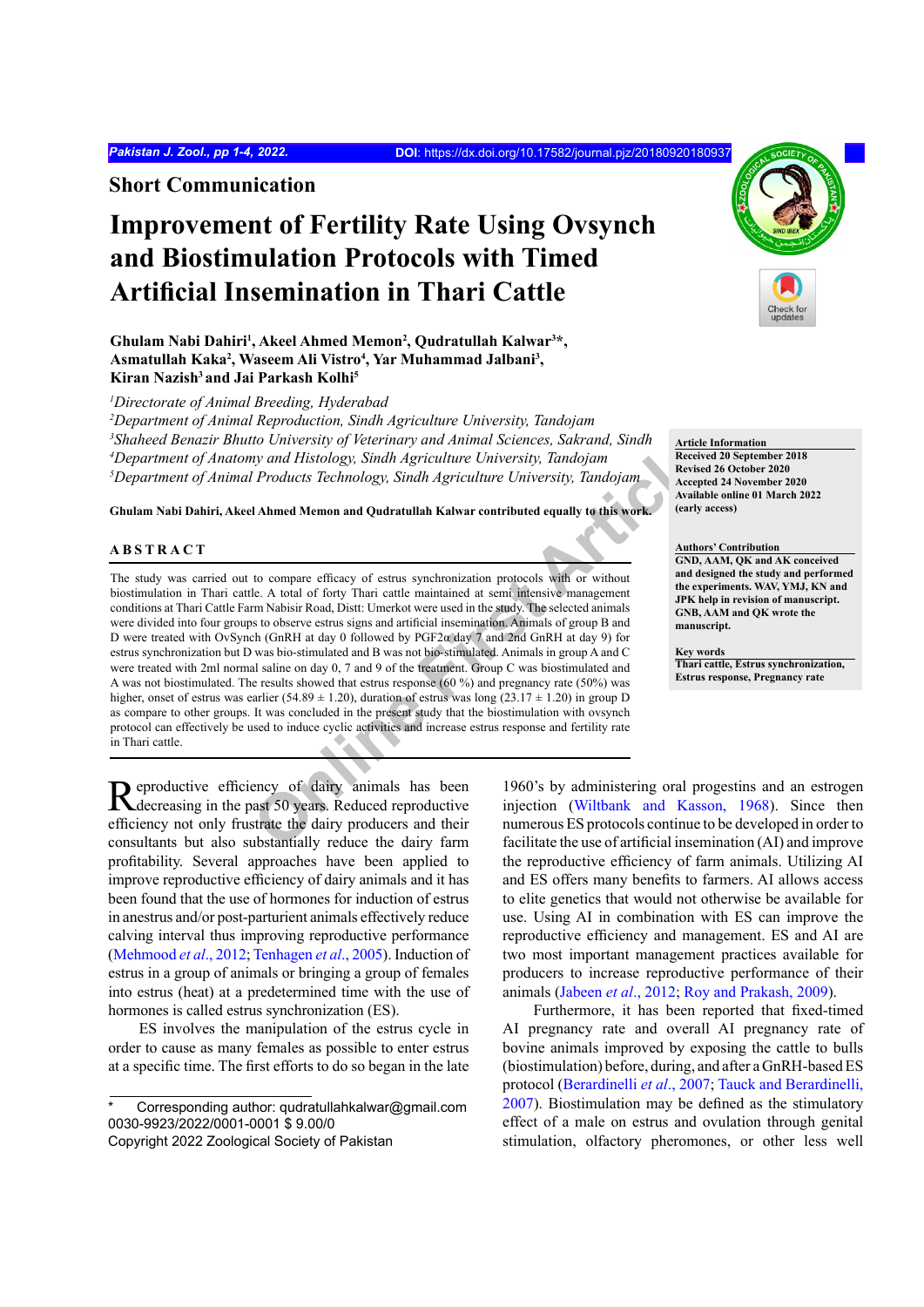Short Communication

# Improvement of Fertility Rate Using Ovsynch and Biostimulation Protocols with Timed Artificial Insemination in Thari Cattle

**Ghulam Nabi Dahiri[1], Akeel Ahmed Memon[2], Qudratullah Kalwar[3]*, Asmatullah Kaka[2], Waseem Ali Vistro[4], Yar Muhammad Jalbani[3], Kiran Nazish[3] and Jai Parkash Kolhi[5]**

[1]*Directorate of Animal Breeding, Hyderabad*
[2]*Department of Animal Reproduction, Sindh Agriculture University, Tandojam*
[3]*Shaheed Benazir Bhutto University of Veterinary and Animal Sciences, Sakrand, Sindh*
[4]*Department of Anatomy and Histology, Sindh Agriculture University, Tandojam*
[5]*Department of Animal Products Technology, Sindh Agriculture University, Tandojam*

**Ghulam Nabi Dahiri, Akeel Ahmed Memon and Qudratullah Kalwar contributed equally to this work.**

**Article Information**
Received 20 September 2018
Revised 26 October 2020
Accepted 24 November 2020
Available online 01 March 2022 (early access)

**Authors' Contribution**
GND, AAM, QK and AK conceived and designed the study and performed the experiments. WAV, YMJ, KN and JPK help in revision of manuscript. GNB, AAM and QK wrote the manuscript.

**Key words**
Thari cattle, Estrus synchronization, Estrus response, Pregnancy rate

## ABSTRACT

The study was carried out to compare efficacy of estrus synchronization protocols with or without biostimulation in Thari cattle. A total of forty Thari cattle maintained at semi intensive management conditions at Thari Cattle Farm Nabisir Road, Distt: Umerkot were used in the study. The selected animals were divided into four groups to observe estrus signs and artificial insemination. Animals of group B and D were treated with OvSynch (GnRH at day 0 followed by PGF2α day 7 and 2nd GnRH at day 9) for estrus synchronization but D was bio-stimulated and B was not bio-stimulated. Animals in group A and C were treated with 2ml normal saline on day 0, 7 and 9 of the treatment. Group C was biostimulated and A was not biostimulated. The results showed that estrus response (60 %) and pregnancy rate (50%) was higher, onset of estrus was earlier (54.89 ± 1.20), duration of estrus was long (23.17 ± 1.20) in group D as compare to other groups. It was concluded in the present study that the biostimulation with ovsynch protocol can effectively be used to induce cyclic activities and increase estrus response and fertility rate in Thari cattle.

Reproductive efficiency of dairy animals has been decreasing in the past 50 years. Reduced reproductive efficiency not only frustrate the dairy producers and their consultants but also substantially reduce the dairy farm profitability. Several approaches have been applied to improve reproductive efficiency of dairy animals and it has been found that the use of hormones for induction of estrus in anestrus and/or post-parturient animals effectively reduce calving interval thus improving reproductive performance (Mehmood *et al*., 2012; Tenhagen *et al*., 2005). Induction of estrus in a group of animals or bringing a group of females into estrus (heat) at a predetermined time with the use of hormones is called estrus synchronization (ES).

ES involves the manipulation of the estrus cycle in order to cause as many females as possible to enter estrus at a specific time. The first efforts to do so began in the late 1960's by administering oral progestins and an estrogen injection (Wiltbank and Kasson, 1968). Since then numerous ES protocols continue to be developed in order to facilitate the use of artificial insemination (AI) and improve the reproductive efficiency of farm animals. Utilizing AI and ES offers many benefits to farmers. AI allows access to elite genetics that would not otherwise be available for use. Using AI in combination with ES can improve the reproductive efficiency and management. ES and AI are two most important management practices available for producers to increase reproductive performance of their animals (Jabeen *et al*., 2012; Roy and Prakash, 2009).

Furthermore, it has been reported that fixed-timed AI pregnancy rate and overall AI pregnancy rate of bovine animals improved by exposing the cattle to bulls (biostimulation) before, during, and after a GnRH-based ES protocol (Berardinelli *et al*., 2007; Tauck and Berardinelli, 2007). Biostimulation may be defined as the stimulatory effect of a male on estrus and ovulation through genital stimulation, olfactory pheromones, or other less well

\* Corresponding author: qudratullahkalwar@gmail.com
0030-9923/2022/0001-0001 $ 9.00/0
Copyright 2022 Zoological Society of Pakistan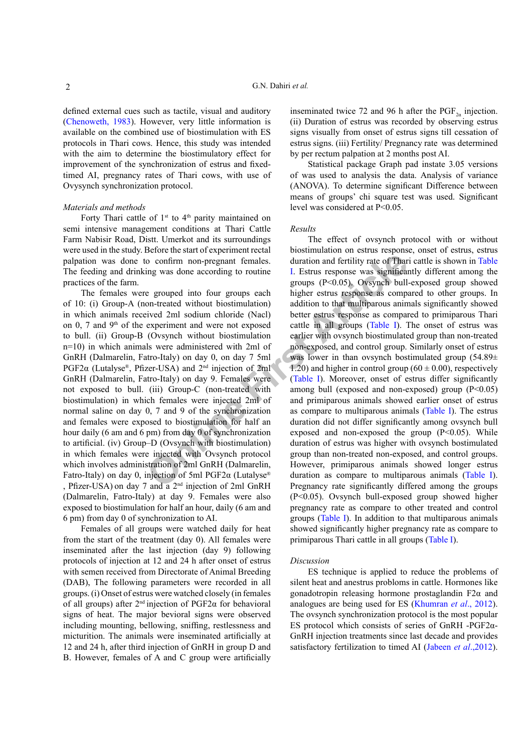defined external cues such as tactile, visual and auditory (Chenoweth, 1983). However, very little information is available on the combined use of biostimulation with ES protocols in Thari cows. Hence, this study was intended with the aim to determine the biostimulatory effect for improvement of the synchronization of estrus and fixed-timed AI, pregnancy rates of Thari cows, with use of Ovysynch synchronization protocol.

*Materials and methods*

Forty Thari cattle of 1st to 4th parity maintained on semi intensive management conditions at Thari Cattle Farm Nabisir Road, Distt. Umerkot and its surroundings were used in the study. Before the start of experiment rectal palpation was done to confirm non-pregnant females. The feeding and drinking was done according to routine practices of the farm.

The females were grouped into four groups each of 10: (i) Group-A (non-treated without biostimulation) in which animals received 2ml sodium chloride (Nacl) on 0, 7 and 9th of the experiment and were not exposed to bull. (ii) Group-B (Ovsynch without biostimulation n=10) in which animals were administered with 2ml of GnRH (Dalmarelin, Fatro-Italy) on day 0, on day 7 5ml PGF2α (Lutalyse®, Pfizer-USA) and 2nd injection of 2ml GnRH (Dalmarelin, Fatro-Italy) on day 9. Females were not exposed to bull. (iii) Group-C (non-treated with biostimulation) in which females were injected 2ml of normal saline on day 0, 7 and 9 of the synchronization and females were exposed to biostimulation for half an hour daily (6 am and 6 pm) from day 0 of synchronization to artificial. (iv) Group–D (Ovsynch with biostimulation) in which females were injected with Ovsynch protocol which involves administration of 2ml GnRH (Dalmarelin, Fatro-Italy) on day 0, injection of 5ml PGF2α (Lutalyse®, Pfizer-USA) on day 7 and a 2nd injection of 2ml GnRH (Dalmarelin, Fatro-Italy) at day 9. Females were also exposed to biostimulation for half an hour, daily (6 am and 6 pm) from day 0 of synchronization to AI.

Females of all groups were watched daily for heat from the start of the treatment (day 0). All females were inseminated after the last injection (day 9) following protocols of injection at 12 and 24 h after onset of estrus with semen received from Directorate of Animal Breeding (DAB), The following parameters were recorded in all groups. (i) Onset of estrus were watched closely (in females of all groups) after 2nd injection of PGF2α for behavioral signs of heat. The major bevioral signs were observed including mounting, bellowing, sniffing, restlessness and micturition. The animals were inseminated artificially at 12 and 24 h, after third injection of GnRH in group D and B. However, females of A and C group were artificially inseminated twice 72 and 96 h after the $PGF_{2\alpha}$ injection. (ii) Duration of estrus was recorded by observing estrus signs visually from onset of estrus signs till cessation of estrus signs. (iii) Fertility/ Pregnancy rate was determined by per rectum palpation at 2 months post AI.

Statistical package Graph pad instate 3.05 versions of was used to analysis the data. Analysis of variance (ANOVA). To determine significant Difference between means of groups' chi square test was used. Significant level was considered at P<0.05.

*Results*

The effect of ovsynch protocol with or without biostimulation on estrus response, onset of estrus, estrus duration and fertility rate of Thari cattle is shown in Table I. Estrus response was significantly different among the groups (P<0.05). Ovsynch bull-exposed group showed higher estrus response as compared to other groups. In addition to that multiparous animals significantly showed better estrus response as compared to primiparous Thari cattle in all groups (Table I). The onset of estrus was earlier with ovsynch biostimulated group than non-treated non-exposed, and control group. Similarly onset of estrus was lower in than ovsynch bostimulated group (54.89± 1.20) and higher in control group (60 ± 0.00), respectively (Table I). Moreover, onset of estrus differ significantly among bull (exposed and non-exposed) group (P<0.05) and primiparous animals showed earlier onset of estrus as compare to multiparous animals (Table I). The estrus duration did not differ significantly among ovsynch bull exposed and non-exposed the group (P<0.05). While duration of estrus was higher with ovsynch bostimulated group than non-treated non-exposed, and control groups. However, primiparous animals showed longer estrus duration as compare to multiparous animals (Table I). Pregnancy rate significantly differed among the groups (P<0.05). Ovsynch bull-exposed group showed higher pregnancy rate as compare to other treated and control groups (Table I). In addition to that multiparous animals showed significantly higher pregnancy rate as compare to primiparous Thari cattle in all groups (Table I).

*Discussion*

ES technique is applied to reduce the problems of silent heat and anestrus problems in cattle. Hormones like gonadotropin releasing hormone prostaglandin F2α and analogues are being used for ES (Khumran *et al*., 2012). The ovsynch synchronization protocol is the most popular ES protocol which consists of series of GnRH -PGF2α-GnRH injection treatments since last decade and provides satisfactory fertilization to timed AI (Jabeen *et al*.,2012).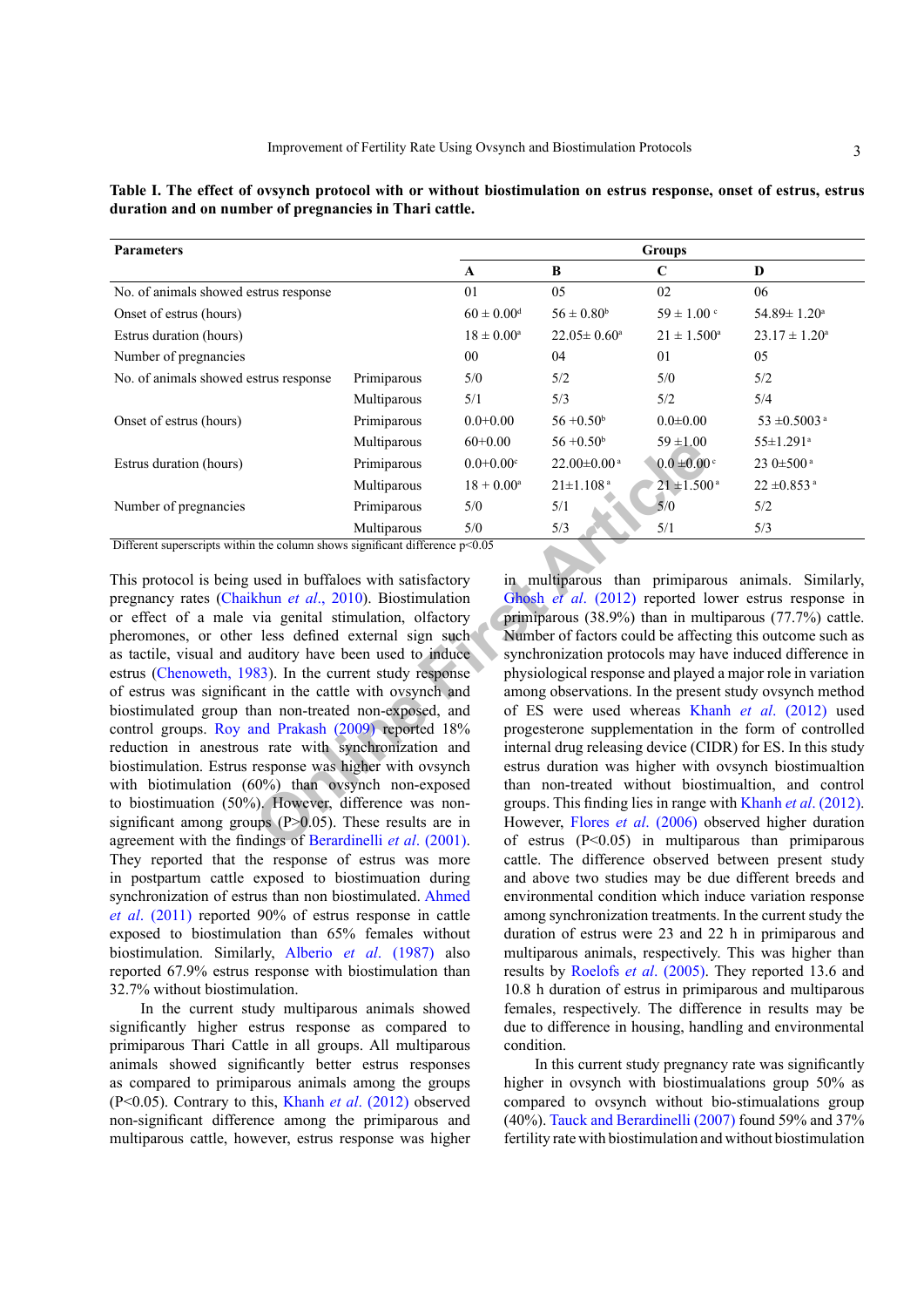**Table I. The effect of ovsynch protocol with or without biostimulation on estrus response, onset of estrus, estrus duration and on number of pregnancies in Thari cattle.**

| Parameters | | Groups | | | |
|---|---|---|---|---|---|
| | | A | B | C | D |
| No. of animals showed estrus response | | 01 | 05 | 02 | 06 |
| Onset of estrus (hours) | | 60 ± 0.00[d] | 56 ± 0.80[b] | 59 ± 1.00 [c] | 54.89± 1.20[a] |
| Estrus duration (hours) | | 18 ± 0.00[a] | 22.05± 0.60[a] | 21 ± 1.500[a] | 23.17 ± 1.20[a] |
| Number of pregnancies | | 00 | 04 | 01 | 05 |
| No. of animals showed estrus response | Primiparous | 5/0 | 5/2 | 5/0 | 5/2 |
| | Multiparous | 5/1 | 5/3 | 5/2 | 5/4 |
| Onset of estrus (hours) | Primiparous | 0.0+0.00 | 56 +0.50[b] | 0.0±0.00 | 53 ±0.5003 [a] |
| | Multiparous | 60+0.00 | 56 +0.50[b] | 59 ±1.00 | 55±1.291[a] |
| Estrus duration (hours) | Primiparous | 0.0+0.00[c] | 22.00±0.00 [a] | 0.0 ±0.00 [c] | 23 0±500 [a] |
| | Multiparous | 18 + 0.00[a] | 21±1.108 [a] | 21 ±1.500 [a] | 22 ±0.853 [a] |
| Number of pregnancies | Primiparous | 5/0 | 5/1 | 5/0 | 5/2 |
| | Multiparous | 5/0 | 5/3 | 5/1 | 5/3 |

Different superscripts within the column shows significant difference p<0.05

This protocol is being used in buffaloes with satisfactory pregnancy rates (Chaikhun *et al*., 2010). Biostimulation or effect of a male via genital stimulation, olfactory pheromones, or other less defined external sign such as tactile, visual and auditory have been used to induce estrus (Chenoweth, 1983). In the current study response of estrus was significant in the cattle with ovsynch and biostimulated group than non-treated non-exposed, and control groups. Roy and Prakash (2009) reported 18% reduction in anestrous rate with synchronization and biostimulation. Estrus response was higher with ovsynch with biotimulation (60%) than ovsynch non-exposed to biostimuation (50%). However, difference was non-significant among groups (P>0.05). These results are in agreement with the findings of Berardinelli *et al*. (2001). They reported that the response of estrus was more in postpartum cattle exposed to biostimuation during synchronization of estrus than non biostimulated. Ahmed *et al*. (2011) reported 90% of estrus response in cattle exposed to biostimulation than 65% females without biostimulation. Similarly, Alberio *et al*. (1987) also reported 67.9% estrus response with biostimulation than 32.7% without biostimulation.

In the current study multiparous animals showed significantly higher estrus response as compared to primiparous Thari Cattle in all groups. All multiparous animals showed significantly better estrus responses as compared to primiparous animals among the groups (P<0.05). Contrary to this, Khanh *et al*. (2012) observed non-significant difference among the primiparous and multiparous cattle, however, estrus response was higher in multiparous than primiparous animals. Similarly, Ghosh *et al*. (2012) reported lower estrus response in primiparous (38.9%) than in multiparous (77.7%) cattle. Number of factors could be affecting this outcome such as synchronization protocols may have induced difference in physiological response and played a major role in variation among observations. In the present study ovsynch method of ES were used whereas Khanh *et al*. (2012) used progesterone supplementation in the form of controlled internal drug releasing device (CIDR) for ES. In this study estrus duration was higher with ovsynch biostimualtion than non-treated without biostimualtion, and control groups. This finding lies in range with Khanh *et al*. (2012). However, Flores *et al*. (2006) observed higher duration of estrus (P<0.05) in multiparous than primiparous cattle. The difference observed between present study and above two studies may be due different breeds and environmental condition which induce variation response among synchronization treatments. In the current study the duration of estrus were 23 and 22 h in primiparous and multiparous animals, respectively. This was higher than results by Roelofs *et al*. (2005). They reported 13.6 and 10.8 h duration of estrus in primiparous and multiparous females, respectively. The difference in results may be due to difference in housing, handling and environmental condition.

In this current study pregnancy rate was significantly higher in ovsynch with biostimualations group 50% as compared to ovsynch without bio-stimualations group (40%). Tauck and Berardinelli (2007) found 59% and 37% fertility rate with biostimulation and without biostimulation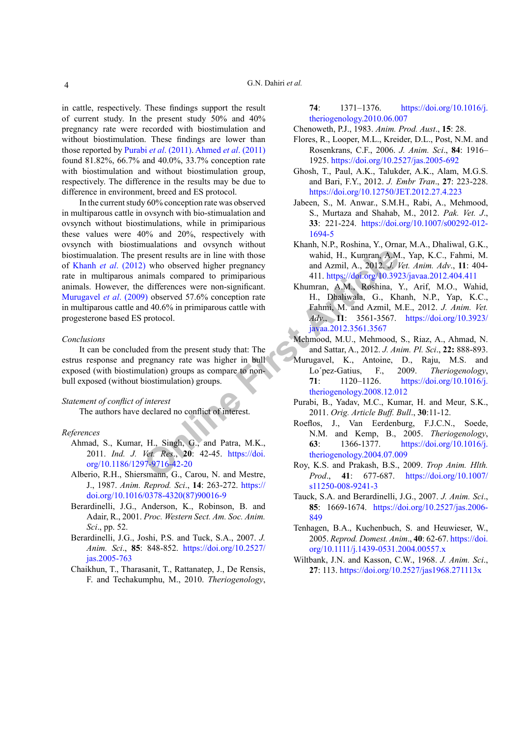in cattle, respectively. These findings support the result of current study. In the present study 50% and 40% pregnancy rate were recorded with biostimulation and without biostimulation. These findings are lower than those reported by Purabi *et al*. (2011). Ahmed *et al*. (2011) found 81.82%, 66.7% and 40.0%, 33.7% conception rate with biostimulation and without biostimulation group, respectively. The difference in the results may be due to difference in environment, breed and ES protocol.

In the current study 60% conception rate was observed in multiparous cattle in ovsynch with bio-stimualation and ovsynch without biostimulations, while in primiparous these values were 40% and 20%, respectively with ovsynch with biostimualations and ovsynch without biostimualation. The present results are in line with those of Khanh *et al*. (2012) who observed higher pregnancy rate in multiparous animals compared to primiparous animals. However, the differences were non-significant. Murugavel *et al*. (2009) observed 57.6% conception rate in multiparous cattle and 40.6% in primiparous cattle with progesterone based ES protocol.

## *Conclusions*

It can be concluded from the present study that: The estrus response and pregnancy rate was higher in bull exposed (with biostimulation) groups as compare to non-bull exposed (without biostimulation) groups.

## *Statement of conflict of interest*

The authors have declared no conflict of interest.

## *References*

Ahmad, S., Kumar, H., Singh, G., and Patra, M.K., 2011. *Ind. J. Vet. Res*., **20**: 42-45. https://doi.org/10.1186/1297-9716-42-20

Alberio, R.H., Shiersmann, G., Carou, N. and Mestre, J., 1987. *Anim. Reprod. Sci*., **14**: 263-272. https://doi.org/10.1016/0378-4320(87)90016-9

Berardinelli, J.G., Anderson, K., Robinson, B. and Adair, R., 2001. *Proc. Western Sect. Am. Soc. Anim. Sci*., pp. 52.

Berardinelli, J.G., Joshi, P.S. and Tuck, S.A., 2007. *J. Anim. Sci*., **85**: 848-852. https://doi.org/10.2527/jas.2005-763

Chaikhun, T., Tharasanit, T., Rattanatep, J., De Rensis, F. and Techakumphu, M., 2010. *Theriogenology*, **74**: 1371–1376. https://doi.org/10.1016/j.theriogenology.2010.06.007

Chenoweth, P.J., 1983. *Anim. Prod. Aust*., **15**: 28.

Flores, R., Looper, M.L., Kreider, D.L., Post, N.M. and Rosenkrans, C.F., 2006. *J. Anim. Sci*., **84**: 1916–1925. https://doi.org/10.2527/jas.2005-692

Ghosh, T., Paul, A.K., Talukder, A.K., Alam, M.G.S. and Bari, F.Y., 2012. *J. Embr Tran*., **27**: 223-228. https://doi.org/10.12750/JET.2012.27.4.223

Jabeen, S., M. Anwar., S.M.H., Rabi, A., Mehmood, S., Murtaza and Shahab, M., 2012. *Pak. Vet. J*., **33**: 221-224. https://doi.org/10.1007/s00292-012-1694-5

Khanh, N.P., Roshina, Y., Ornar, M.A., Dhaliwal, G.K., wahid, H., Kumran, A.M., Yap, K.C., Fahmi, M. and Azmil, A., 2012. *J. Vet. Anim. Adv*., **11**: 404-411. https://doi.org/10.3923/javaa.2012.404.411

Khumran, A.M., Roshina, Y., Arif, M.O., Wahid, H., Dhaliwala, G., Khanh, N.P., Yap, K.C., Fahmi, M. and Azmil, M.E., 2012. *J. Anim. Vet. Adv*., **11**: 3561-3567. https://doi.org/10.3923/javaa.2012.3561.3567

Mehmood, M.U., Mehmood, S., Riaz, A., Ahmad, N. and Sattar, A., 2012. *J. Anim. Pl. Sci*., **22:** 888-893.

Murugavel, K., Antoine, D., Raju, M.S. and Lo´pez-Gatius, F., 2009. *Theriogenology*, **71**: 1120–1126. https://doi.org/10.1016/j.theriogenology.2008.12.012

Purabi, B., Yadav, M.C., Kumar, H. and Meur, S.K., 2011. *Orig. Article Buff. Bull*., **30**:11-12.

Roeflos, J., Van Eerdenburg, F.J.C.N., Soede, N.M. and Kemp, B., 2005. *Theriogenology*, **63**: 1366-1377. https://doi.org/10.1016/j.theriogenology.2004.07.009

Roy, K.S. and Prakash, B.S., 2009. *Trop Anim. Hlth. Prod*., **41**: 677-687. https://doi.org/10.1007/s11250-008-9241-3

Tauck, S.A. and Berardinelli, J.G., 2007. *J. Anim. Sci*., **85**: 1669-1674. https://doi.org/10.2527/jas.2006-849

Tenhagen, B.A., Kuchenbuch, S. and Heuwieser, W., 2005. *Reprod. Domest. Anim*., **40**: 62-67. https://doi.org/10.1111/j.1439-0531.2004.00557.x

Wiltbank, J.N. and Kasson, C.W., 1968. *J. Anim. Sci*., **27**: 113. https://doi.org/10.2527/jas1968.271113x